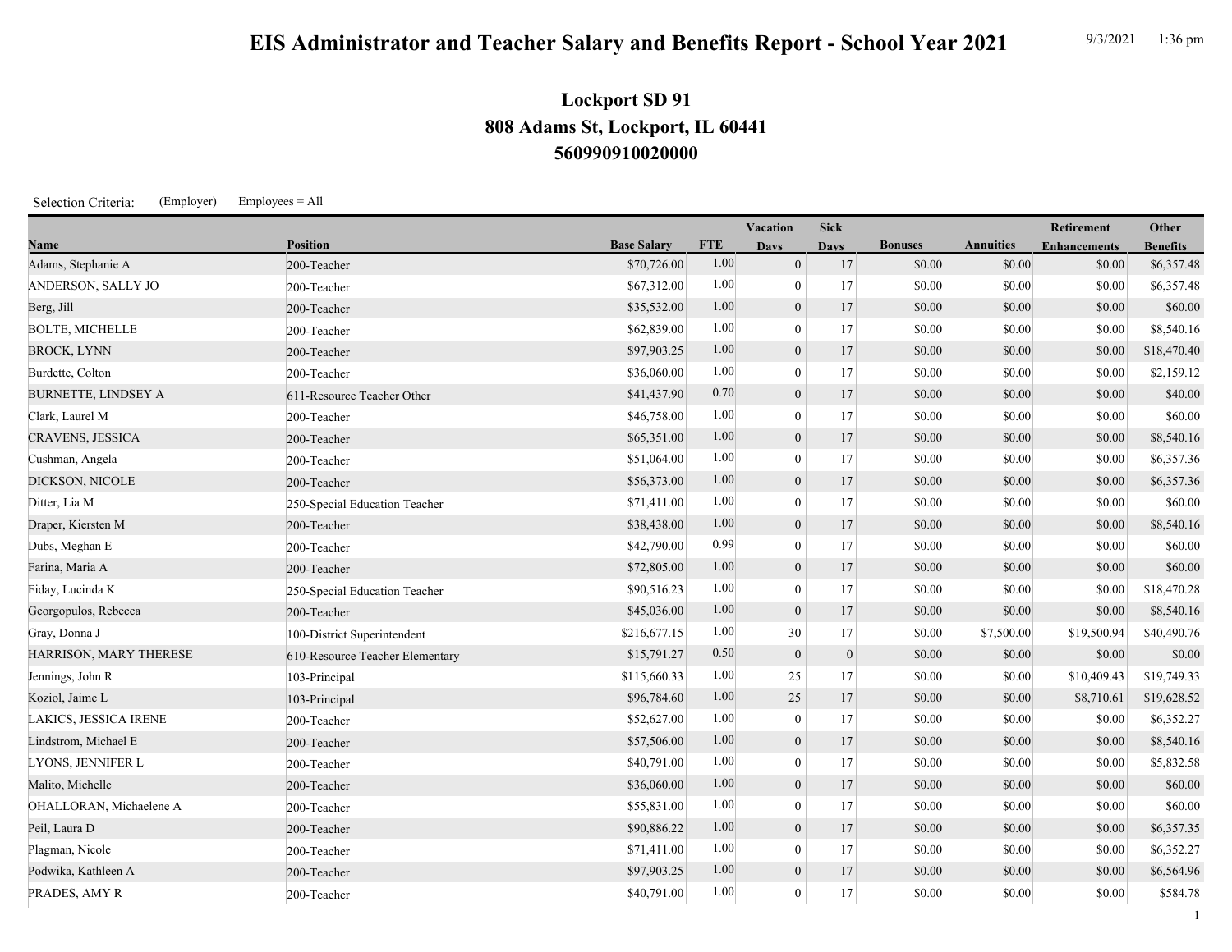# EIS Administrator and Teacher Salary and Benefits Report - School Year 2021

9/3/2021 1:36 pm

## Lockport SD 91
## 808 Adams St, Lockport, IL 60441
## 560990910020000

Selection Criteria: (Employer) Employees = All

| Name | Position | Base Salary | FTE | Vacation Days | Sick Days | Bonuses | Annuities | Retirement Enhancements | Other Benefits |
|---|---|---|---|---|---|---|---|---|---|
| Adams, Stephanie A | 200-Teacher | $70,726.00 | 1.00 | 0 | 17 | $0.00 | $0.00 | $0.00 | $6,357.48 |
| ANDERSON, SALLY JO | 200-Teacher | $67,312.00 | 1.00 | 0 | 17 | $0.00 | $0.00 | $0.00 | $6,357.48 |
| Berg, Jill | 200-Teacher | $35,532.00 | 1.00 | 0 | 17 | $0.00 | $0.00 | $0.00 | $60.00 |
| BOLTE, MICHELLE | 200-Teacher | $62,839.00 | 1.00 | 0 | 17 | $0.00 | $0.00 | $0.00 | $8,540.16 |
| BROCK, LYNN | 200-Teacher | $97,903.25 | 1.00 | 0 | 17 | $0.00 | $0.00 | $0.00 | $18,470.40 |
| Burdette, Colton | 200-Teacher | $36,060.00 | 1.00 | 0 | 17 | $0.00 | $0.00 | $0.00 | $2,159.12 |
| BURNETTE, LINDSEY A | 611-Resource Teacher Other | $41,437.90 | 0.70 | 0 | 17 | $0.00 | $0.00 | $0.00 | $40.00 |
| Clark, Laurel M | 200-Teacher | $46,758.00 | 1.00 | 0 | 17 | $0.00 | $0.00 | $0.00 | $60.00 |
| CRAVENS, JESSICA | 200-Teacher | $65,351.00 | 1.00 | 0 | 17 | $0.00 | $0.00 | $0.00 | $8,540.16 |
| Cushman, Angela | 200-Teacher | $51,064.00 | 1.00 | 0 | 17 | $0.00 | $0.00 | $0.00 | $6,357.36 |
| DICKSON, NICOLE | 200-Teacher | $56,373.00 | 1.00 | 0 | 17 | $0.00 | $0.00 | $0.00 | $6,357.36 |
| Ditter, Lia M | 250-Special Education Teacher | $71,411.00 | 1.00 | 0 | 17 | $0.00 | $0.00 | $0.00 | $60.00 |
| Draper, Kiersten M | 200-Teacher | $38,438.00 | 1.00 | 0 | 17 | $0.00 | $0.00 | $0.00 | $8,540.16 |
| Dubs, Meghan E | 200-Teacher | $42,790.00 | 0.99 | 0 | 17 | $0.00 | $0.00 | $0.00 | $60.00 |
| Farina, Maria A | 200-Teacher | $72,805.00 | 1.00 | 0 | 17 | $0.00 | $0.00 | $0.00 | $60.00 |
| Fiday, Lucinda K | 250-Special Education Teacher | $90,516.23 | 1.00 | 0 | 17 | $0.00 | $0.00 | $0.00 | $18,470.28 |
| Georgopulos, Rebecca | 200-Teacher | $45,036.00 | 1.00 | 0 | 17 | $0.00 | $0.00 | $0.00 | $8,540.16 |
| Gray, Donna J | 100-District Superintendent | $216,677.15 | 1.00 | 30 | 17 | $0.00 | $7,500.00 | $19,500.94 | $40,490.76 |
| HARRISON, MARY THERESE | 610-Resource Teacher Elementary | $15,791.27 | 0.50 | 0 | 0 | $0.00 | $0.00 | $0.00 | $0.00 |
| Jennings, John R | 103-Principal | $115,660.33 | 1.00 | 25 | 17 | $0.00 | $0.00 | $10,409.43 | $19,749.33 |
| Koziol, Jaime L | 103-Principal | $96,784.60 | 1.00 | 25 | 17 | $0.00 | $0.00 | $8,710.61 | $19,628.52 |
| LAKICS, JESSICA IRENE | 200-Teacher | $52,627.00 | 1.00 | 0 | 17 | $0.00 | $0.00 | $0.00 | $6,352.27 |
| Lindstrom, Michael E | 200-Teacher | $57,506.00 | 1.00 | 0 | 17 | $0.00 | $0.00 | $0.00 | $8,540.16 |
| LYONS, JENNIFER L | 200-Teacher | $40,791.00 | 1.00 | 0 | 17 | $0.00 | $0.00 | $0.00 | $5,832.58 |
| Malito, Michelle | 200-Teacher | $36,060.00 | 1.00 | 0 | 17 | $0.00 | $0.00 | $0.00 | $60.00 |
| OHALLORAN, Michaelene A | 200-Teacher | $55,831.00 | 1.00 | 0 | 17 | $0.00 | $0.00 | $0.00 | $60.00 |
| Peil, Laura D | 200-Teacher | $90,886.22 | 1.00 | 0 | 17 | $0.00 | $0.00 | $0.00 | $6,357.35 |
| Plagman, Nicole | 200-Teacher | $71,411.00 | 1.00 | 0 | 17 | $0.00 | $0.00 | $0.00 | $6,352.27 |
| Podwika, Kathleen A | 200-Teacher | $97,903.25 | 1.00 | 0 | 17 | $0.00 | $0.00 | $0.00 | $6,564.96 |
| PRADES, AMY R | 200-Teacher | $40,791.00 | 1.00 | 0 | 17 | $0.00 | $0.00 | $0.00 | $584.78 |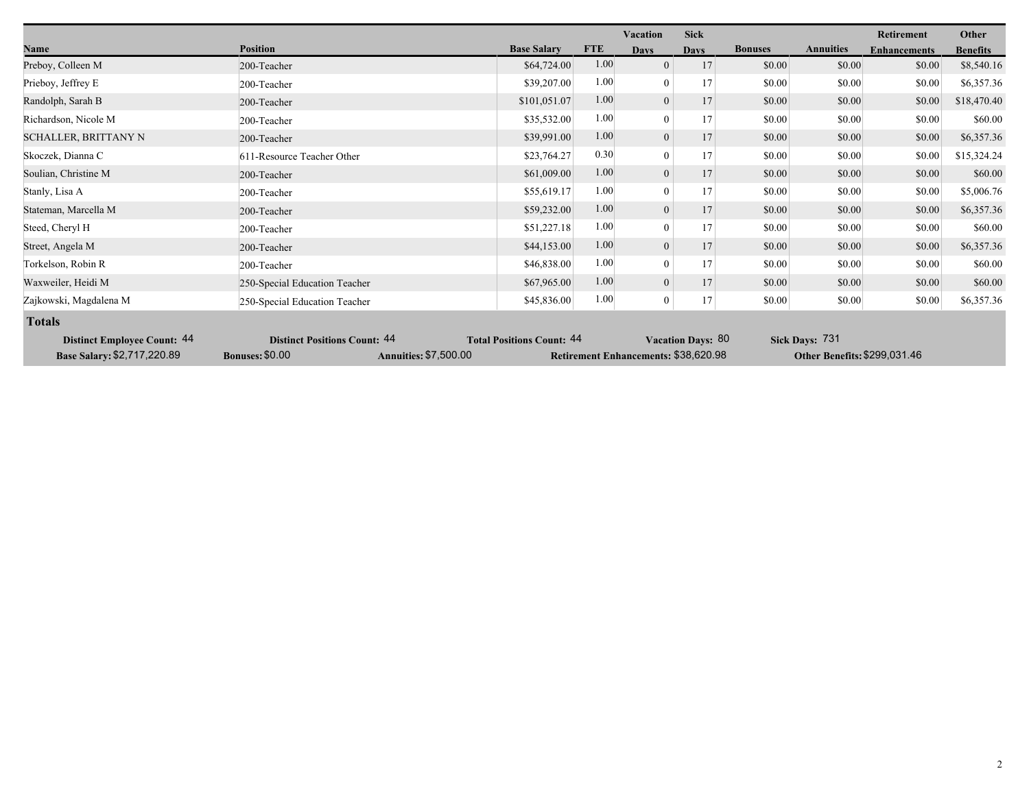| Name | Position | Base Salary | FTE | Vacation Days | Sick Days | Bonuses | Annuities | Retirement Enhancements | Other Benefits |
|---|---|---|---|---|---|---|---|---|---|
| Preboy, Colleen M | 200-Teacher | $64,724.00 | 1.00 | 0 | 17 | $0.00 | $0.00 | $0.00 | $8,540.16 |
| Prieboy, Jeffrey E | 200-Teacher | $39,207.00 | 1.00 | 0 | 17 | $0.00 | $0.00 | $0.00 | $6,357.36 |
| Randolph, Sarah B | 200-Teacher | $101,051.07 | 1.00 | 0 | 17 | $0.00 | $0.00 | $0.00 | $18,470.40 |
| Richardson, Nicole M | 200-Teacher | $35,532.00 | 1.00 | 0 | 17 | $0.00 | $0.00 | $0.00 | $60.00 |
| SCHALLER, BRITTANY N | 200-Teacher | $39,991.00 | 1.00 | 0 | 17 | $0.00 | $0.00 | $0.00 | $6,357.36 |
| Skoczek, Dianna C | 611-Resource Teacher Other | $23,764.27 | 0.30 | 0 | 17 | $0.00 | $0.00 | $0.00 | $15,324.24 |
| Soulian, Christine M | 200-Teacher | $61,009.00 | 1.00 | 0 | 17 | $0.00 | $0.00 | $0.00 | $60.00 |
| Stanly, Lisa A | 200-Teacher | $55,619.17 | 1.00 | 0 | 17 | $0.00 | $0.00 | $0.00 | $5,006.76 |
| Stateman, Marcella M | 200-Teacher | $59,232.00 | 1.00 | 0 | 17 | $0.00 | $0.00 | $0.00 | $6,357.36 |
| Steed, Cheryl H | 200-Teacher | $51,227.18 | 1.00 | 0 | 17 | $0.00 | $0.00 | $0.00 | $60.00 |
| Street, Angela M | 200-Teacher | $44,153.00 | 1.00 | 0 | 17 | $0.00 | $0.00 | $0.00 | $6,357.36 |
| Torkelson, Robin R | 200-Teacher | $46,838.00 | 1.00 | 0 | 17 | $0.00 | $0.00 | $0.00 | $60.00 |
| Waxweiler, Heidi M | 250-Special Education Teacher | $67,965.00 | 1.00 | 0 | 17 | $0.00 | $0.00 | $0.00 | $60.00 |
| Zajkowski, Magdalena M | 250-Special Education Teacher | $45,836.00 | 1.00 | 0 | 17 | $0.00 | $0.00 | $0.00 | $6,357.36 |

**Totals**

**Distinct Employee Count:** 44 **Distinct Positions Count:** 44 **Total Positions Count:** 44 **Vacation Days:** 80 **Sick Days:** 731

**Base Salary:** $2,717,220.89 **Bonuses:** $0.00 **Annuities:** $7,500.00 **Retirement Enhancements:** $38,620.98 **Other Benefits:** $299,031.46